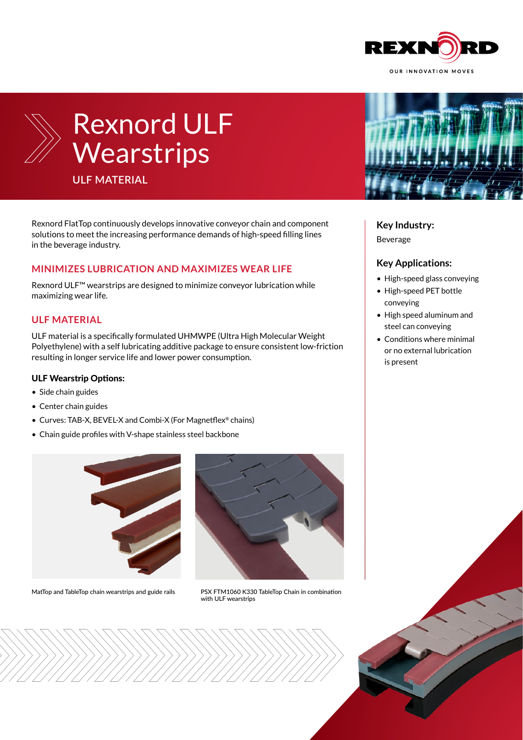# Rexnord ULF Wearstrips

ULF MATERIAL

Rexnord FlatTop continuously develops innovative conveyor chain and component solutions to meet the increasing performance demands of high-speed filling lines in the beverage industry.

## MINIMIZES LUBRICATION AND MAXIMIZES WEAR LIFE

Rexnord ULF™ wearstrips are designed to minimize conveyor lubrication while maximizing wear life.

## ULF MATERIAL

ULF material is a specifically formulated UHMWPE (Ultra High Molecular Weight Polyethylene) with a self lubricating additive package to ensure consistent low-friction resulting in longer service life and lower power consumption.

### ULF Wearstrip Options:

- Side chain guides
- Center chain guides
- Curves: TAB-X, BEVEL-X and Combi-X (For Magnetflex® chains)
- Chain guide profiles with V-shape stainless steel backbone

MatTop and TableTop chain wearstrips and guide rails

PSX FTM1060 K330 TableTop Chain in combination with ULF wearstrips

### Key Industry:

Beverage

### Key Applications:

- High-speed glass conveying
- High-speed PET bottle conveying
- High speed aluminum and steel can conveying
- Conditions where minimal or no external lubrication is present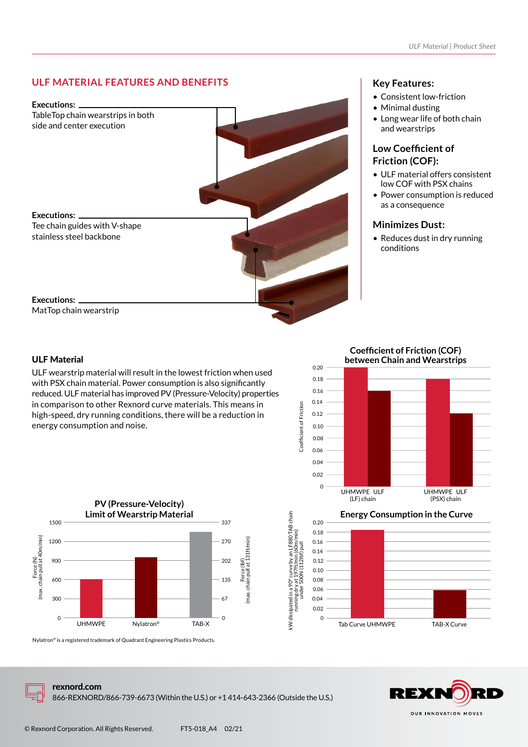## ULF MATERIAL FEATURES AND BENEFITS

**Executions:**
TableTop chain wearstrips in both side and center execution

**Executions:**
Tee chain guides with V-shape stainless steel backbone

**Executions:**
MatTop chain wearstrip

### Key Features:

- Consistent low-friction
- Minimal dusting
- Long wear life of both chain and wearstrips

### Low Coefficient of Friction (COF):

- ULF material offers consistent low COF with PSX chains
- Power consumption is reduced as a consequence

### Minimizes Dust:

- Reduces dust in dry running conditions

### ULF Material

ULF wearstrip material will result in the lowest friction when used with PSX chain material. Power consumption is also significantly reduced. ULF material has improved PV (Pressure-Velocity) properties in comparison to other Rexnord curve materials. This means in high-speed, dry running conditions, there will be a reduction in energy consumption and noise.

**Coefficient of Friction (COF) between Chain and Wearstrips**

Coefficient of Friction

0.20
0.18
0.16
0.14
0.12
0.10
0.08
0.06
0.04
0.02
0

UHMWPE ULF
(LF) chain

UHMWPE ULF
(PSX) chain

**PV (Pressure-Velocity) Limit of Wearstrip Material**

Force (N)
(max. chain pull at 40m/min)

1500
1200
900
600
300
0

Force (lbf)
(max. chain pull at 131ft/min)

337
270
202
135
67
0

UHMWPE
Nylatron®
TAB-X

**Energy Consumption in the Curve**

kW dissipated in a 90° curve by an LF880 TAB chain running dry at 197ft/min (60m/min) under 500N (112lbf) pull

0.20
0.18
0.16
0.14
0.12
0.10
0.08
0.06
0.04
0.02
0

Tab Curve UHMWPE
TAB-X Curve

Nylatron® is a registered trademark of Quadrant Engineering Plastics Products.

**rexnord.com**
866-REXNORD/866-739-6673 (Within the U.S.) or +1 414-643-2366 (Outside the U.S.)

REXNORD
OUR INNOVATION MOVES

© Rexnord Corporation. All Rights Reserved. FT5-018_A4 02/21